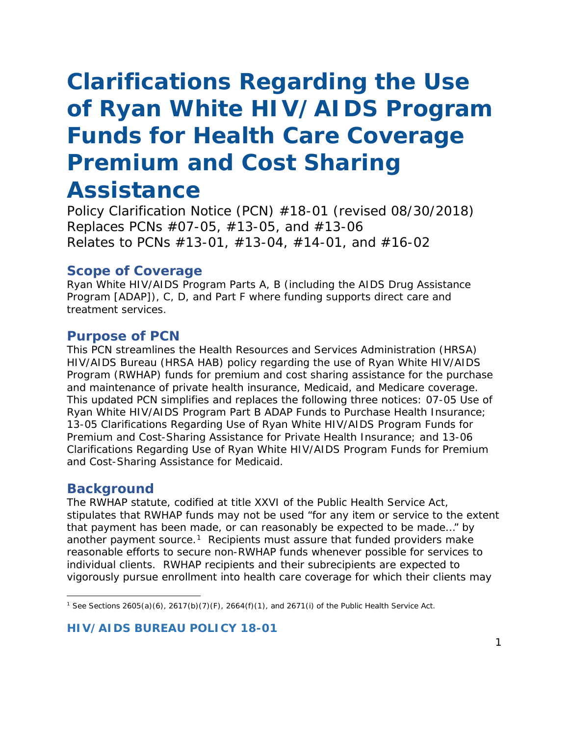# Clarifications Regarding the Use of Ryan White HIV/AIDS Program Funds for Health Care Coverage Premium and Cost Sharing Assistance

Policy Clarification Notice (PCN) #18-01 (revised 08/30/2018)
Replaces PCNs #07-05, #13-05, and #13-06
Relates to PCNs #13-01, #13-04, #14-01, and #16-02

## Scope of Coverage

Ryan White HIV/AIDS Program Parts A, B (including the AIDS Drug Assistance Program [ADAP]), C, D, and Part F where funding supports direct care and treatment services.

## Purpose of PCN

This PCN streamlines the Health Resources and Services Administration (HRSA) HIV/AIDS Bureau (HRSA HAB) policy regarding the use of Ryan White HIV/AIDS Program (RWHAP) funds for premium and cost sharing assistance for the purchase and maintenance of private health insurance, Medicaid, and Medicare coverage. This updated PCN simplifies and replaces the following three notices: 07-05 Use of Ryan White HIV/AIDS Program Part B ADAP Funds to Purchase Health Insurance; 13-05 Clarifications Regarding Use of Ryan White HIV/AIDS Program Funds for Premium and Cost-Sharing Assistance for Private Health Insurance; and 13-06 Clarifications Regarding Use of Ryan White HIV/AIDS Program Funds for Premium and Cost-Sharing Assistance for Medicaid.

## Background

The RWHAP statute, codified at title XXVI of the Public Health Service Act, stipulates that RWHAP funds may not be used "for any item or service to the extent that payment has been made, or can reasonably be expected to be made..." by another payment source.[1] Recipients must assure that funded providers make reasonable efforts to secure non-RWHAP funds whenever possible for services to individual clients. RWHAP recipients and their subrecipients are expected to vigorously pursue enrollment into health care coverage for which their clients may

[1] See Sections 2605(a)(6), 2617(b)(7)(F), 2664(f)(1), and 2671(i) of the Public Health Service Act.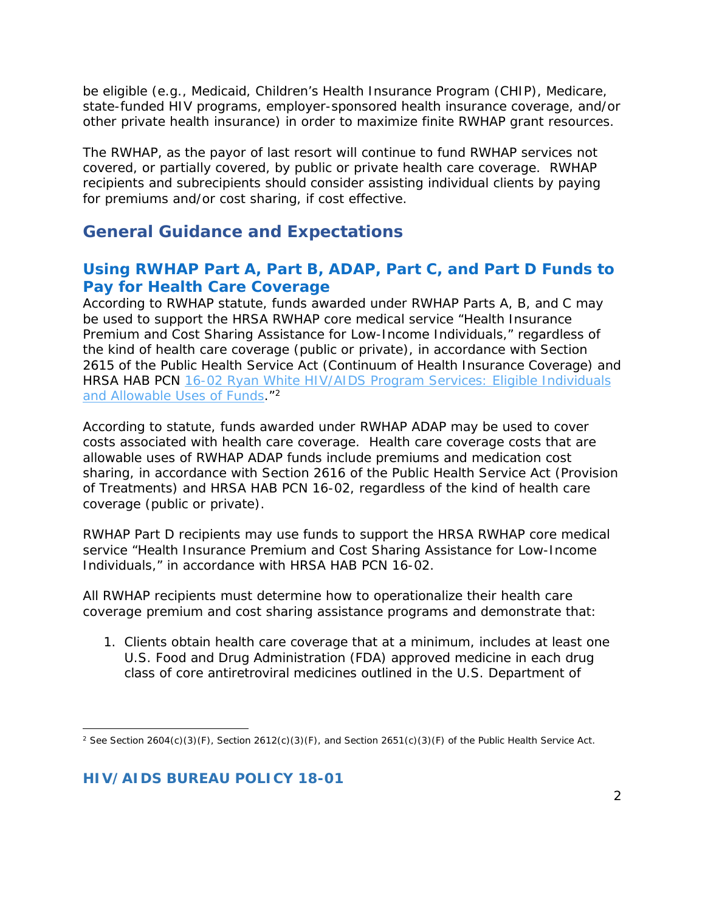be eligible (e.g., Medicaid, Children's Health Insurance Program (CHIP), Medicare, state-funded HIV programs, employer-sponsored health insurance coverage, and/or other private health insurance) in order to maximize finite RWHAP grant resources.

The RWHAP, as the payor of last resort will continue to fund RWHAP services not covered, or partially covered, by public or private health care coverage. RWHAP recipients and subrecipients should consider assisting individual clients by paying for premiums and/or cost sharing, if cost effective.

## General Guidance and Expectations

### Using RWHAP Part A, Part B, ADAP, Part C, and Part D Funds to Pay for Health Care Coverage

According to RWHAP statute, funds awarded under RWHAP Parts A, B, and C may be used to support the HRSA RWHAP core medical service "Health Insurance Premium and Cost Sharing Assistance for Low-Income Individuals," regardless of the kind of health care coverage (public or private), in accordance with Section 2615 of the Public Health Service Act (Continuum of Health Insurance Coverage) and HRSA HAB PCN 16-02 Ryan White HIV/AIDS Program Services: Eligible Individuals and Allowable Uses of Funds."[2]

According to statute, funds awarded under RWHAP ADAP may be used to cover costs associated with health care coverage. Health care coverage costs that are allowable uses of RWHAP ADAP funds include premiums and medication cost sharing, in accordance with Section 2616 of the Public Health Service Act (Provision of Treatments) and HRSA HAB PCN 16-02, regardless of the kind of health care coverage (public or private).

RWHAP Part D recipients may use funds to support the HRSA RWHAP core medical service "Health Insurance Premium and Cost Sharing Assistance for Low-Income Individuals," in accordance with HRSA HAB PCN 16-02.

All RWHAP recipients must determine how to operationalize their health care coverage premium and cost sharing assistance programs and demonstrate that:

1. Clients obtain health care coverage that at a minimum, includes at least one U.S. Food and Drug Administration (FDA) approved medicine in each drug class of core antiretroviral medicines outlined in the U.S. Department of

---

[2] See Section 2604(c)(3)(F), Section 2612(c)(3)(F), and Section 2651(c)(3)(F) of the Public Health Service Act.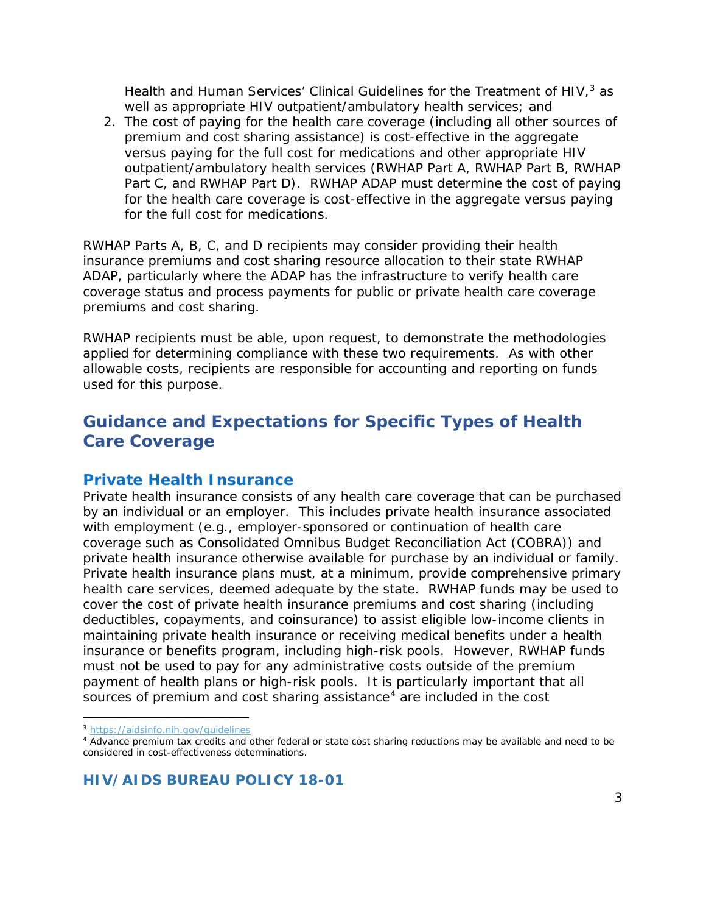Health and Human Services' Clinical Guidelines for the Treatment of HIV,[3] as well as appropriate HIV outpatient/ambulatory health services; and

2. The cost of paying for the health care coverage (including all other sources of premium and cost sharing assistance) is cost-effective in the aggregate versus paying for the full cost for medications and other appropriate HIV outpatient/ambulatory health services (RWHAP Part A, RWHAP Part B, RWHAP Part C, and RWHAP Part D). RWHAP ADAP must determine the cost of paying for the health care coverage is cost-effective in the aggregate versus paying for the full cost for medications.

RWHAP Parts A, B, C, and D recipients may consider providing their health insurance premiums and cost sharing resource allocation to their state RWHAP ADAP, particularly where the ADAP has the infrastructure to verify health care coverage status and process payments for public or private health care coverage premiums and cost sharing.

RWHAP recipients must be able, upon request, to demonstrate the methodologies applied for determining compliance with these two requirements. As with other allowable costs, recipients are responsible for accounting and reporting on funds used for this purpose.

## Guidance and Expectations for Specific Types of Health Care Coverage

### Private Health Insurance

Private health insurance consists of any health care coverage that can be purchased by an individual or an employer. This includes private health insurance associated with employment (e.g., employer-sponsored or continuation of health care coverage such as Consolidated Omnibus Budget Reconciliation Act (COBRA)) and private health insurance otherwise available for purchase by an individual or family. Private health insurance plans must, at a minimum, provide comprehensive primary health care services, deemed adequate by the state. RWHAP funds may be used to cover the cost of private health insurance premiums and cost sharing (including deductibles, copayments, and coinsurance) to assist eligible low-income clients in maintaining private health insurance or receiving medical benefits under a health insurance or benefits program, including high-risk pools. However, RWHAP funds must not be used to pay for any administrative costs outside of the premium payment of health plans or high-risk pools. It is particularly important that all sources of premium and cost sharing assistance[4] are included in the cost

[3] https://aidsinfo.nih.gov/guidelines

[4] Advance premium tax credits and other federal or state cost sharing reductions may be available and need to be considered in cost-effectiveness determinations.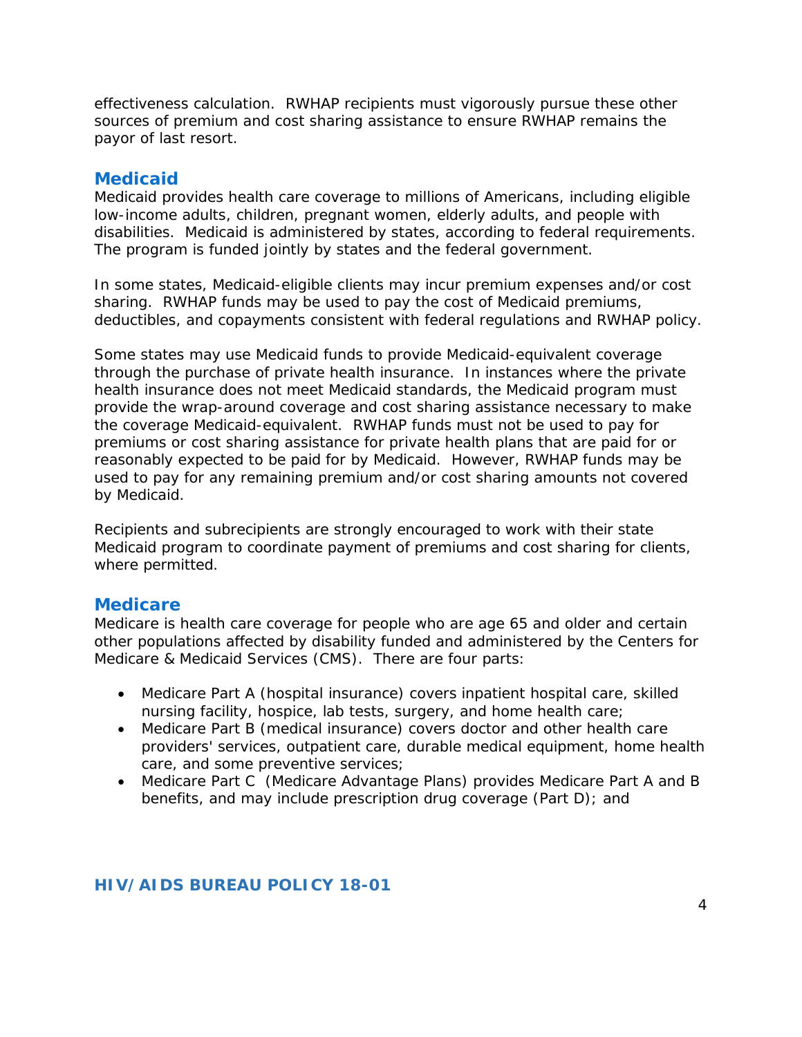effectiveness calculation. RWHAP recipients must vigorously pursue these other sources of premium and cost sharing assistance to ensure RWHAP remains the payor of last resort.

## Medicaid

Medicaid provides health care coverage to millions of Americans, including eligible low-income adults, children, pregnant women, elderly adults, and people with disabilities. Medicaid is administered by states, according to federal requirements. The program is funded jointly by states and the federal government.

In some states, Medicaid-eligible clients may incur premium expenses and/or cost sharing. RWHAP funds may be used to pay the cost of Medicaid premiums, deductibles, and copayments consistent with federal regulations and RWHAP policy.

Some states may use Medicaid funds to provide Medicaid-equivalent coverage through the purchase of private health insurance. In instances where the private health insurance does not meet Medicaid standards, the Medicaid program must provide the wrap-around coverage and cost sharing assistance necessary to make the coverage Medicaid-equivalent. RWHAP funds must not be used to pay for premiums or cost sharing assistance for private health plans that are paid for or reasonably expected to be paid for by Medicaid. However, RWHAP funds may be used to pay for any remaining premium and/or cost sharing amounts not covered by Medicaid.

Recipients and subrecipients are strongly encouraged to work with their state Medicaid program to coordinate payment of premiums and cost sharing for clients, where permitted.

## Medicare

Medicare is health care coverage for people who are age 65 and older and certain other populations affected by disability funded and administered by the Centers for Medicare & Medicaid Services (CMS). There are four parts:

- Medicare Part A (hospital insurance) covers inpatient hospital care, skilled nursing facility, hospice, lab tests, surgery, and home health care;
- Medicare Part B (medical insurance) covers doctor and other health care providers' services, outpatient care, durable medical equipment, home health care, and some preventive services;
- Medicare Part C (Medicare Advantage Plans) provides Medicare Part A and B benefits, and may include prescription drug coverage (Part D); and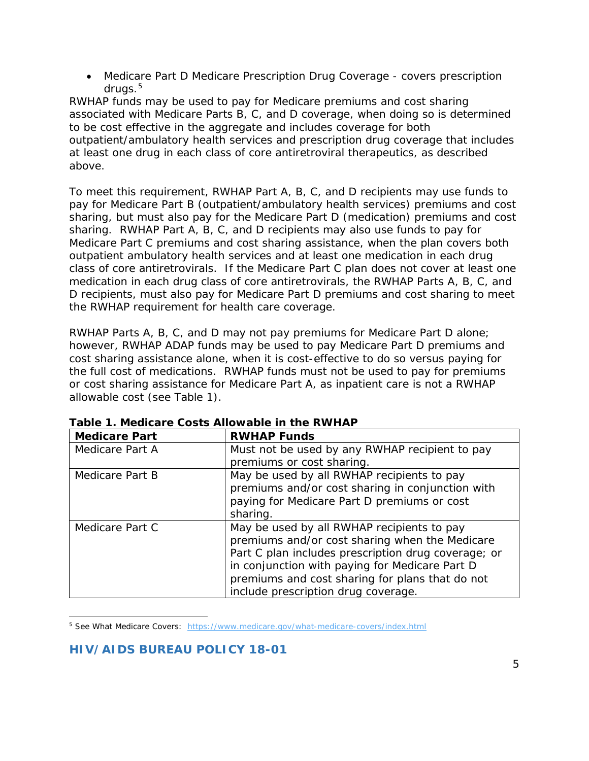- Medicare Part D Medicare Prescription Drug Coverage - covers prescription drugs.[5]

RWHAP funds may be used to pay for Medicare premiums and cost sharing associated with Medicare Parts B, C, and D coverage, when doing so is determined to be cost effective in the aggregate and includes coverage for both outpatient/ambulatory health services and prescription drug coverage that includes at least one drug in each class of core antiretroviral therapeutics, as described above.

To meet this requirement, RWHAP Part A, B, C, and D recipients may use funds to pay for Medicare Part B (outpatient/ambulatory health services) premiums and cost sharing, but must also pay for the Medicare Part D (medication) premiums and cost sharing. RWHAP Part A, B, C, and D recipients may also use funds to pay for Medicare Part C premiums and cost sharing assistance, when the plan covers both outpatient ambulatory health services and at least one medication in each drug class of core antiretrovirals. If the Medicare Part C plan does not cover at least one medication in each drug class of core antiretrovirals, the RWHAP Parts A, B, C, and D recipients, must also pay for Medicare Part D premiums and cost sharing to meet the RWHAP requirement for health care coverage.

RWHAP Parts A, B, C, and D may not pay premiums for Medicare Part D alone; however, RWHAP ADAP funds may be used to pay Medicare Part D premiums and cost sharing assistance alone, when it is cost-effective to do so versus paying for the full cost of medications. RWHAP funds must not be used to pay for premiums or cost sharing assistance for Medicare Part A, as inpatient care is not a RWHAP allowable cost (see Table 1).

**Table 1. Medicare Costs Allowable in the RWHAP**

| Medicare Part | RWHAP Funds |
|---|---|
| Medicare Part A | Must not be used by any RWHAP recipient to pay premiums or cost sharing. |
| Medicare Part B | May be used by all RWHAP recipients to pay premiums and/or cost sharing in conjunction with paying for Medicare Part D premiums or cost sharing. |
| Medicare Part C | May be used by all RWHAP recipients to pay premiums and/or cost sharing when the Medicare Part C plan includes prescription drug coverage; or in conjunction with paying for Medicare Part D premiums and cost sharing for plans that do not include prescription drug coverage. |

[5] See What Medicare Covers: https://www.medicare.gov/what-medicare-covers/index.html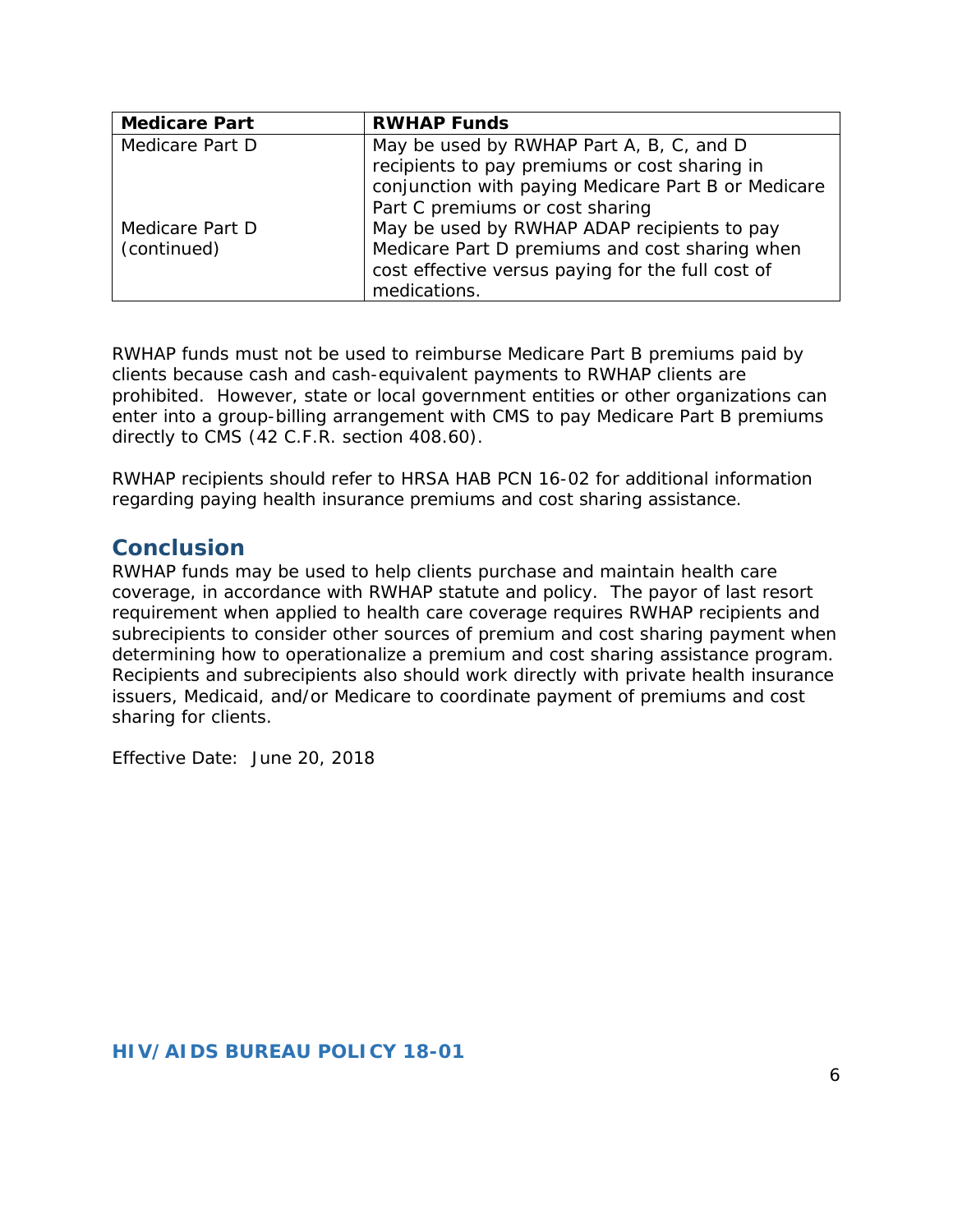| Medicare Part | RWHAP Funds |
| --- | --- |
| Medicare Part D | May be used by RWHAP Part A, B, C, and D recipients to pay premiums or cost sharing in conjunction with paying Medicare Part B or Medicare Part C premiums or cost sharing |
| Medicare Part D (continued) | May be used by RWHAP ADAP recipients to pay Medicare Part D premiums and cost sharing when cost effective versus paying for the full cost of medications. |

RWHAP funds must not be used to reimburse Medicare Part B premiums paid by clients because cash and cash-equivalent payments to RWHAP clients are prohibited. However, state or local government entities or other organizations can enter into a group-billing arrangement with CMS to pay Medicare Part B premiums directly to CMS (42 C.F.R. section 408.60).

RWHAP recipients should refer to HRSA HAB PCN 16-02 for additional information regarding paying health insurance premiums and cost sharing assistance.

## Conclusion

RWHAP funds may be used to help clients purchase and maintain health care coverage, in accordance with RWHAP statute and policy. The payor of last resort requirement when applied to health care coverage requires RWHAP recipients and subrecipients to consider other sources of premium and cost sharing payment when determining how to operationalize a premium and cost sharing assistance program. Recipients and subrecipients also should work directly with private health insurance issuers, Medicaid, and/or Medicare to coordinate payment of premiums and cost sharing for clients.

Effective Date: June 20, 2018